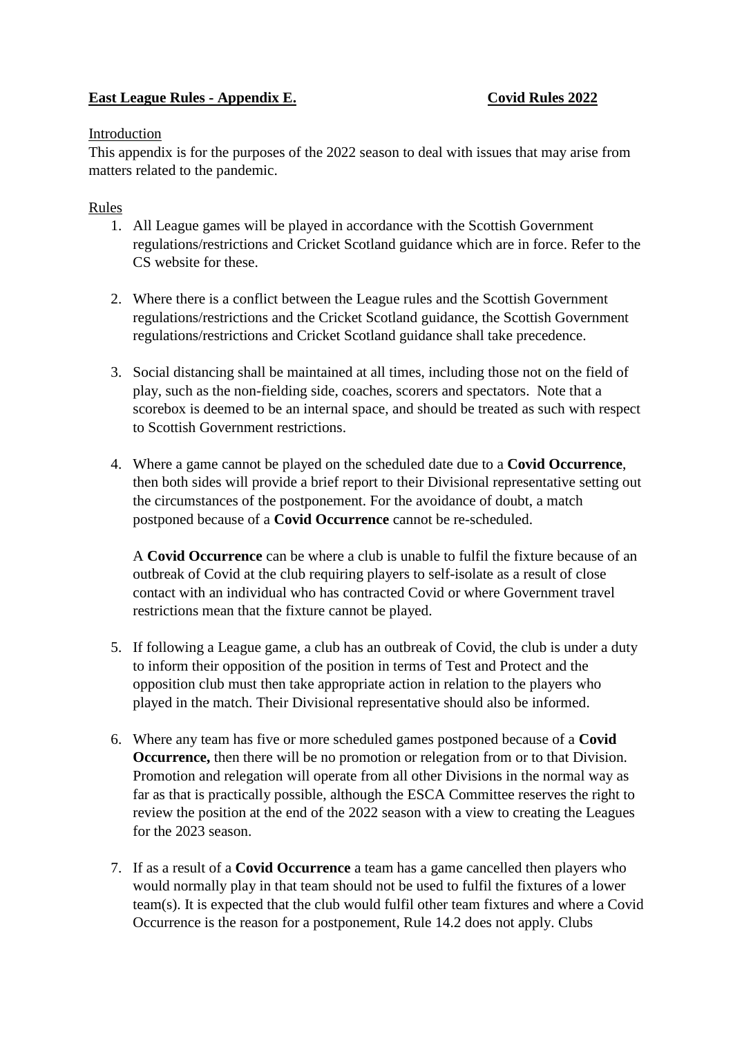**East League Rules - Appendix E.** **Covid Rules 2022**

Introduction

This appendix is for the purposes of the 2022 season to deal with issues that may arise from matters related to the pandemic.

Rules

1. All League games will be played in accordance with the Scottish Government regulations/restrictions and Cricket Scotland guidance which are in force. Refer to the CS website for these.

2. Where there is a conflict between the League rules and the Scottish Government regulations/restrictions and the Cricket Scotland guidance, the Scottish Government regulations/restrictions and Cricket Scotland guidance shall take precedence.

3. Social distancing shall be maintained at all times, including those not on the field of play, such as the non-fielding side, coaches, scorers and spectators. Note that a scorebox is deemed to be an internal space, and should be treated as such with respect to Scottish Government restrictions.

4. Where a game cannot be played on the scheduled date due to a **Covid Occurrence**, then both sides will provide a brief report to their Divisional representative setting out the circumstances of the postponement. For the avoidance of doubt, a match postponed because of a **Covid Occurrence** cannot be re-scheduled.

   A **Covid Occurrence** can be where a club is unable to fulfil the fixture because of an outbreak of Covid at the club requiring players to self-isolate as a result of close contact with an individual who has contracted Covid or where Government travel restrictions mean that the fixture cannot be played.

5. If following a League game, a club has an outbreak of Covid, the club is under a duty to inform their opposition of the position in terms of Test and Protect and the opposition club must then take appropriate action in relation to the players who played in the match. Their Divisional representative should also be informed.

6. Where any team has five or more scheduled games postponed because of a **Covid Occurrence,** then there will be no promotion or relegation from or to that Division. Promotion and relegation will operate from all other Divisions in the normal way as far as that is practically possible, although the ESCA Committee reserves the right to review the position at the end of the 2022 season with a view to creating the Leagues for the 2023 season.

7. If as a result of a **Covid Occurrence** a team has a game cancelled then players who would normally play in that team should not be used to fulfil the fixtures of a lower team(s). It is expected that the club would fulfil other team fixtures and where a Covid Occurrence is the reason for a postponement, Rule 14.2 does not apply. Clubs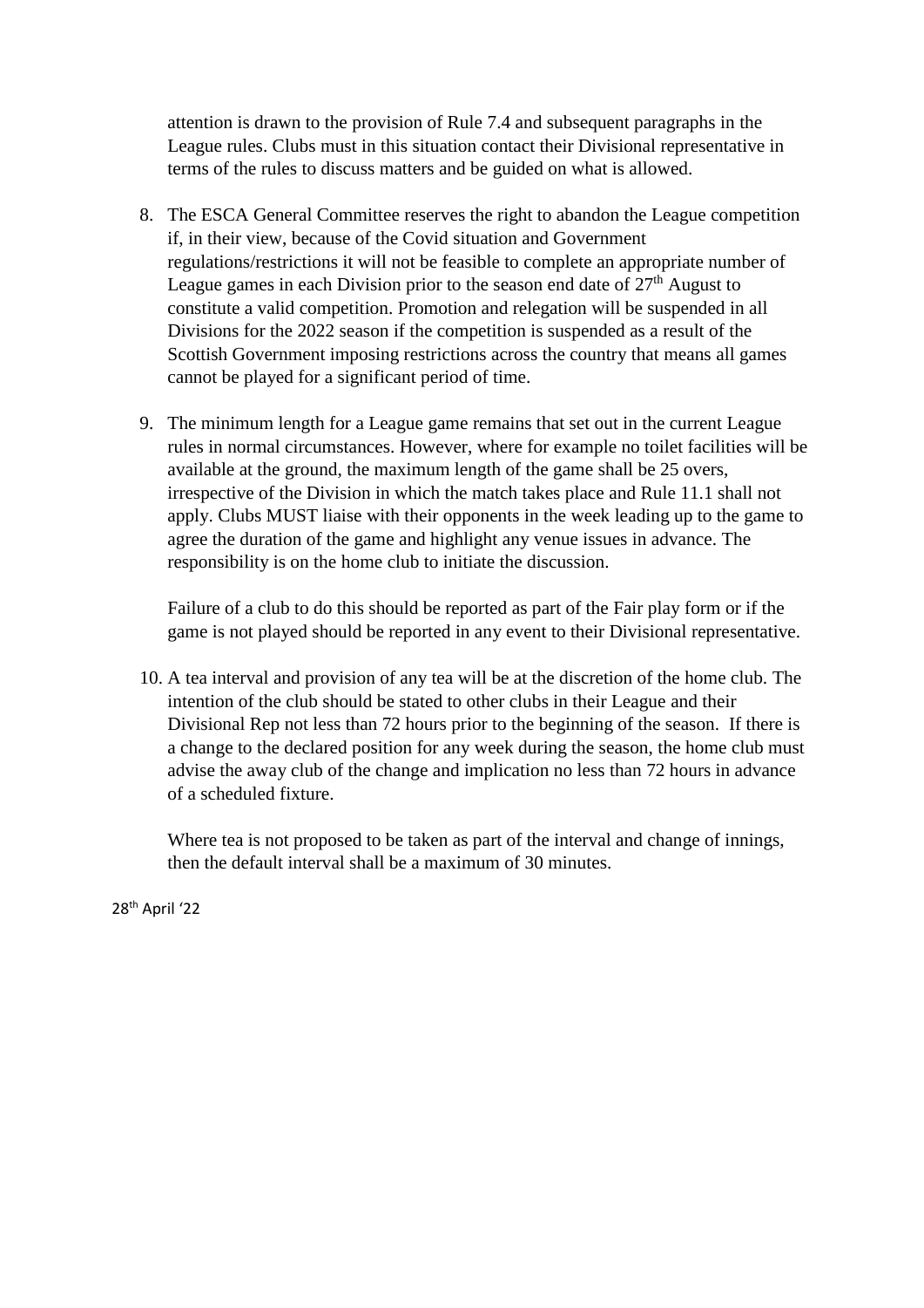attention is drawn to the provision of Rule 7.4 and subsequent paragraphs in the League rules. Clubs must in this situation contact their Divisional representative in terms of the rules to discuss matters and be guided on what is allowed.

8. The ESCA General Committee reserves the right to abandon the League competition if, in their view, because of the Covid situation and Government regulations/restrictions it will not be feasible to complete an appropriate number of League games in each Division prior to the season end date of 27th August to constitute a valid competition. Promotion and relegation will be suspended in all Divisions for the 2022 season if the competition is suspended as a result of the Scottish Government imposing restrictions across the country that means all games cannot be played for a significant period of time.

9. The minimum length for a League game remains that set out in the current League rules in normal circumstances. However, where for example no toilet facilities will be available at the ground, the maximum length of the game shall be 25 overs, irrespective of the Division in which the match takes place and Rule 11.1 shall not apply. Clubs MUST liaise with their opponents in the week leading up to the game to agree the duration of the game and highlight any venue issues in advance. The responsibility is on the home club to initiate the discussion.

   Failure of a club to do this should be reported as part of the Fair play form or if the game is not played should be reported in any event to their Divisional representative.

10. A tea interval and provision of any tea will be at the discretion of the home club. The intention of the club should be stated to other clubs in their League and their Divisional Rep not less than 72 hours prior to the beginning of the season. If there is a change to the declared position for any week during the season, the home club must advise the away club of the change and implication no less than 72 hours in advance of a scheduled fixture.

    Where tea is not proposed to be taken as part of the interval and change of innings, then the default interval shall be a maximum of 30 minutes.

28th April '22